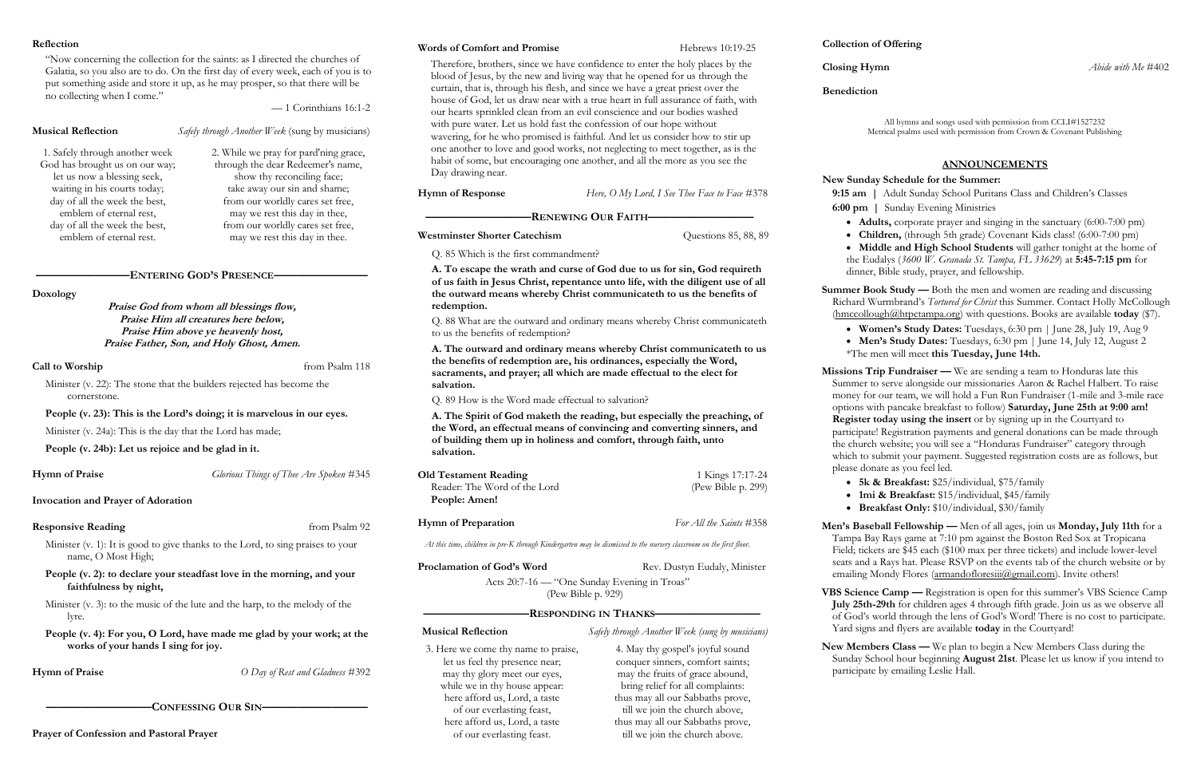**Reflection**

"Now concerning the collection for the saints: as I directed the churches of Galatia, so you also are to do. On the first day of every week, each of you is to put something aside and store it up, as he may prosper, so that there will be no collecting when I come."

— 1 Corinthians 16:1-2

**Musical Reflection** *Safely through Another Week* (sung by musicians)

1. Safely through another week
God has brought us on our way;
let us now a blessing seek,
waiting in his courts today;
day of all the week the best,
emblem of eternal rest,
day of all the week the best,
emblem of eternal rest.

2. While we pray for pard'ning grace,
through the dear Redeemer's name,
show thy reconciling face;
take away our sin and shame;
from our worldly cares set free,
may we rest this day in thee,
from our worldly cares set free,
may we rest this day in thee.

## ENTERING GOD'S PRESENCE

**Doxology**

***Praise God from whom all blessings flow,***
***Praise Him all creatures here below,***
***Praise Him above ye heavenly host,***
***Praise Father, Son, and Holy Ghost, Amen.***

**Call to Worship** from Psalm 118

Minister (v. 22): The stone that the builders rejected has become the cornerstone.

**People (v. 23): This is the Lord's doing; it is marvelous in our eyes.**

Minister (v. 24a): This is the day that the Lord has made;

**People (v. 24b): Let us rejoice and be glad in it.**

**Hymn of Praise** *Glorious Things of Thee Are Spoken* #345

**Invocation and Prayer of Adoration**

**Responsive Reading** from Psalm 92

Minister (v. 1): It is good to give thanks to the Lord, to sing praises to your name, O Most High;

**People (v. 2): to declare your steadfast love in the morning, and your faithfulness by night,**

Minister (v. 3): to the music of the lute and the harp, to the melody of the lyre.

**People (v. 4): For you, O Lord, have made me glad by your work; at the works of your hands I sing for joy.**

**Hymn of Praise** *O Day of Rest and Gladness* #392

## CONFESSING OUR SIN

**Prayer of Confession and Pastoral Prayer**

**Words of Comfort and Promise** Hebrews 10:19-25

Therefore, brothers, since we have confidence to enter the holy places by the blood of Jesus, by the new and living way that he opened for us through the curtain, that is, through his flesh, and since we have a great priest over the house of God, let us draw near with a true heart in full assurance of faith, with our hearts sprinkled clean from an evil conscience and our bodies washed with pure water. Let us hold fast the confession of our hope without wavering, for he who promised is faithful. And let us consider how to stir up one another to love and good works, not neglecting to meet together, as is the habit of some, but encouraging one another, and all the more as you see the Day drawing near.

**Hymn of Response** *Here, O My Lord, I See Thee Face to Face* #378

## RENEWING OUR FAITH

**Westminster Shorter Catechism** Questions 85, 88, 89

Q. 85 Which is the first commandment?

**A. To escape the wrath and curse of God due to us for sin, God requireth of us faith in Jesus Christ, repentance unto life, with the diligent use of all the outward means whereby Christ communicateth to us the benefits of redemption.**

Q. 88 What are the outward and ordinary means whereby Christ communicateth to us the benefits of redemption?

**A. The outward and ordinary means whereby Christ communicateth to us the benefits of redemption are, his ordinances, especially the Word, sacraments, and prayer; all which are made effectual to the elect for salvation.**

Q. 89 How is the Word made effectual to salvation?

**A. The Spirit of God maketh the reading, but especially the preaching, of the Word, an effectual means of convincing and converting sinners, and of building them up in holiness and comfort, through faith, unto salvation.**

**Old Testament Reading** 1 Kings 17:17-24
Reader: The Word of the Lord (Pew Bible p. 299)
**People: Amen!**

**Hymn of Preparation** *For All the Saints* #358

*At this time, children in pre-K through Kindergarten may be dismissed to the nursery classroom on the first floor.*

**Proclamation of God's Word** Rev. Dustyn Eudaly, Minister

Acts 20:7-16 — "One Sunday Evening in Troas"
(Pew Bible p. 929)

## RESPONDING IN THANKS

**Musical Reflection** *Safely through Another Week (sung by musicians)*

3. Here we come thy name to praise,
let us feel thy presence near;
may thy glory meet our eyes,
while we in thy house appear:
here afford us, Lord, a taste
of our everlasting feast,
here afford us, Lord, a taste
of our everlasting feast.

4. May thy gospel's joyful sound
conquer sinners, comfort saints;
may the fruits of grace abound,
bring relief for all complaints:
thus may all our Sabbaths prove,
till we join the church above,
thus may all our Sabbaths prove,
till we join the church above.

**Collection of Offering**

**Closing Hymn** *Abide with Me* #402

**Benediction**

All hymns and songs used with permission from CCLI#1527232
Metrical psalms used with permission from Crown & Covenant Publishing

## ANNOUNCEMENTS

**New Sunday Schedule for the Summer:**
**9:15 am |** Adult Sunday School Puritans Class and Children's Classes
**6:00 pm |** Sunday Evening Ministries

- **Adults,** corporate prayer and singing in the sanctuary (6:00-7:00 pm)
- **Children,** (through 5th grade) Covenant Kids class! (6:00-7:00 pm)
- **Middle and High School Students** will gather tonight at the home of the Eudalys (*3600 W. Granada St. Tampa, FL 33629*) at **5:45-7:15 pm** for dinner, Bible study, prayer, and fellowship.

**Summer Book Study —** Both the men and women are reading and discussing Richard Wurmbrand's *Tortured for Christ* this Summer. Contact Holly McCollough (hmccollough@htpctampa.org) with questions. Books are available **today** ($7).

- **Women's Study Dates:** Tuesdays, 6:30 pm | June 28, July 19, Aug 9
- **Men's Study Dates:** Tuesdays, 6:30 pm | June 14, July 12, August 2

*The men will meet **this Tuesday, June 14th.**

**Missions Trip Fundraiser —** We are sending a team to Honduras late this Summer to serve alongside our missionaries Aaron & Rachel Halbert. To raise money for our team, we will hold a Fun Run Fundraiser (1-mile and 3-mile race options with pancake breakfast to follow) **Saturday, June 25th at 9:00 am! Register today using the insert** or by signing up in the Courtyard to participate! Registration payments and general donations can be made through the church website; you will see a "Honduras Fundraiser" category through which to submit your payment. Suggested registration costs are as follows, but please donate as you feel led.

- **5k & Breakfast:** $25/individual, $75/family
- **1mi & Breakfast:** $15/individual, $45/family
- **Breakfast Only:** $10/individual, $30/family

**Men's Baseball Fellowship —** Men of all ages, join us **Monday, July 11th** for a Tampa Bay Rays game at 7:10 pm against the Boston Red Sox at Tropicana Field; tickets are $45 each ($100 max per three tickets) and include lower-level seats and a Rays hat. Please RSVP on the events tab of the church website or by emailing Mondy Flores (armandofloresiii@gmail.com). Invite others!

**VBS Science Camp —** Registration is open for this summer's VBS Science Camp **July 25th-29th** for children ages 4 through fifth grade. Join us as we observe all of God's world through the lens of God's Word! There is no cost to participate. Yard signs and flyers are available **today** in the Courtyard!

**New Members Class —** We plan to begin a New Members Class during the Sunday School hour beginning **August 21st**. Please let us know if you intend to participate by emailing Leslie Hall.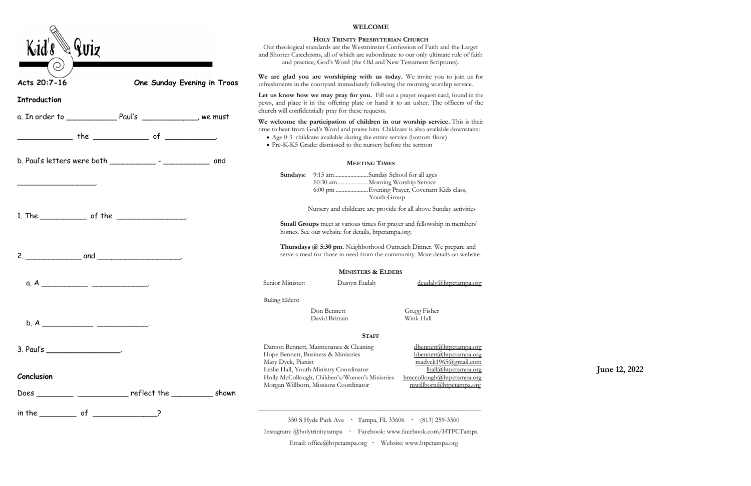# Kid's Quiz

**Acts 20:7-16** **One Sunday Evening in Troas**

## Introduction

a. In order to ___________ Paul's ____________, we must ____________ the ____________ of ___________.

b. Paul's letters were both __________ - __________ and __________________.

1. The __________ of the _______________.

2. ____________ and __________________.

   a. A __________ ____________.

   b. A ___________ ___________.

3. Paul's _________________.

## Conclusion

Does ________ ___________ reflect the _________ shown in the ________ of ______________?

## WELCOME

### HOLY TRINITY PRESBYTERIAN CHURCH

Our theological standards are the Westminster Confession of Faith and the Larger and Shorter Catechisms, all of which are subordinate to our only ultimate rule of faith and practice, God's Word (the Old and New Testament Scriptures).

**We are glad you are worshiping with us today.** We invite you to join us for refreshments in the courtyard immediately following the morning worship service.

**Let us know how we may pray for you.** Fill out a prayer request card, found in the pews, and place it in the offering plate or hand it to an usher. The officers of the church will confidentially pray for these requests.

**We welcome the participation of children in our worship service.** This is their time to hear from God's Word and praise him. Childcare is also available downstairs:

- Age 0-3: childcare available during the entire service (bottom floor)
- Pre-K-K5 Grade: dismissed to the nursery before the sermon

### MEETING TIMES

**Sundays:** 9:15 am........................Sunday School for all ages
10:30 am.....................Morning Worship Service
6:00 pm ......................Evening Prayer, Covenant Kids class, Youth Group

Nursery and childcare are provide for all above Sunday activities

**Small Groups** meet at various times for prayer and fellowship in members' homes. See our website for details, htpctampa.org.

**Thursdays @ 5:30 pm**. Neighborhood Outreach Dinner. We prepare and serve a meal for those in need from the community. More details on website.

### MINISTERS & ELDERS

Senior Minister: Dustyn Eudaly deudaly@htpctampa.org

Ruling Elders:

Don Bennett
David Brittain
Gregg Fisher
Wink Hall

### STAFF

| | |
|---|---|
| Damon Bennett, Maintenance & Cleaning | dbennett@htpctampa.org |
| Hope Bennett, Business & Ministries | hbennett@htpctampa.org |
| Mary Dyck, Pianist | madyck1965@gmail.com |
| Leslie Hall, Youth Ministry Coordinator | lhall@htpctampa.org |
| Holly McCollough, Children's/Women's Ministries | hmccollough@htpctampa.org |
| Morgan Willborn, Missions Coordinator | mwillborn@htpctampa.org |

350 S Hyde Park Ave · Tampa, FL 33606 · (813) 259-3500

Instagram: @holytrinitytampa · Facebook: www.facebook.com/HTPCTampa

Email: office@htpctampa.org · Website: www.htpctampa.org

**June 12, 2022**